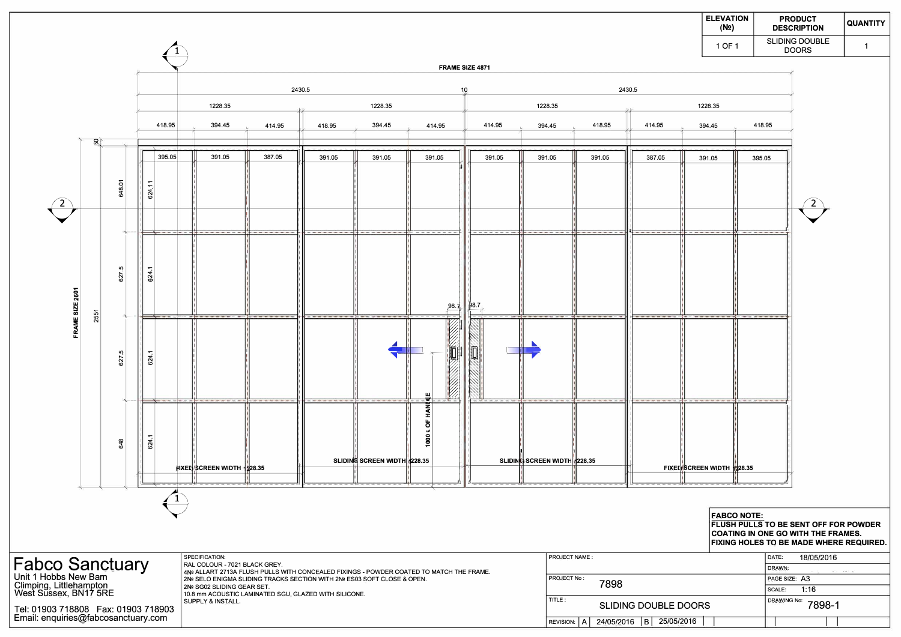| ELEVATION (№) | PRODUCT DESCRIPTION | QUANTITY |
|---|---|---|
| 1 OF 1 | SLIDING DOUBLE DOORS | 1 |

FRAME SIZE 4871

2430.5 | 10 | 2430.5

1228.35 | 1228.35 | 1228.35 | 1228.35

418.95 | 394.45 | 414.95 | 418.95 | 394.45 | 414.95 | 414.95 | 394.45 | 418.95 | 414.95 | 394.45 | 418.95

395.05 | 391.05 | 387.05 | 391.05 | 391.05 | 391.05 | 391.05 | 391.05 | 391.05 | 387.05 | 391.05 | 395.05

FRAME SIZE 2601

2551

50

648.01 | 627.5 | 627.5 | 648

624.11 | 624.1 | 624.1 | 624.1

98.7 | 98.7

1000 ℄ OF HANDLE

FIXED SCREEN WIDTH 1228.35

SLIDING SCREEN WIDTH 1228.35

SLIDING SCREEN WIDTH 1228.35

FIXED SCREEN WIDTH 1228.35

**FABCO NOTE:**
**FLUSH PULLS TO BE SENT OFF FOR POWDER COATING IN ONE GO WITH THE FRAMES. FIXING HOLES TO BE MADE WHERE REQUIRED.**

# Fabco Sanctuary

Unit 1 Hobbs New Barn
Climping, Littlehampton
West Sussex, BN17 5RE

Tel: 01903 718808 Fax: 01903 718903
Email: enquiries@fabcosanctuary.com

SPECIFICATION:
RAL COLOUR - 7021 BLACK GREY.
4№ ALLART 2713A FLUSH PULLS WITH CONCEALED FIXINGS - POWDER COATED TO MATCH THE FRAME.
2№ SELO ENIGMA SLIDING TRACKS SECTION WITH 2№ ES03 SOFT CLOSE & OPEN.
2№ SG02 SLIDING GEAR SET.
10.8 mm ACOUSTIC LAMINATED SGU, GLAZED WITH SILICONE.
SUPPLY & INSTALL.

PROJECT NAME :

PROJECT No : 7898

TITLE : SLIDING DOUBLE DOORS

REVISION: A 24/05/2016 B 25/05/2016

DATE: 18/05/2016
DRAWN:
PAGE SIZE: A3
SCALE: 1:16
DRAWING No: 7898-1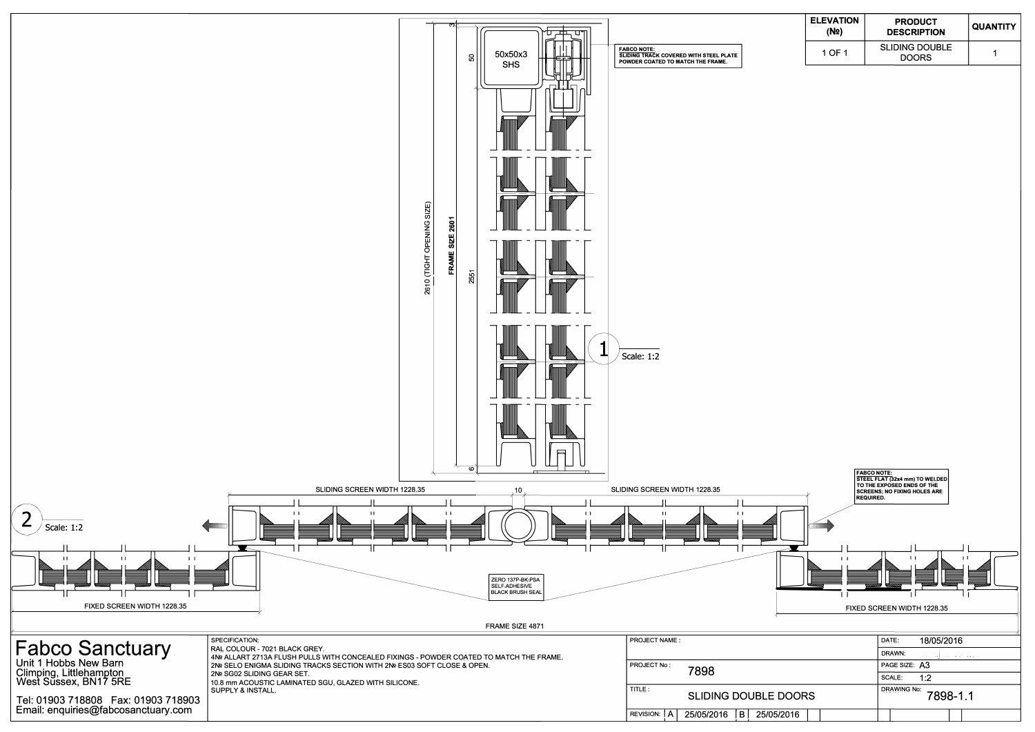| ELEVATION (№) | PRODUCT DESCRIPTION | QUANTITY |
|---|---|---|
| 1 OF 1 | SLIDING DOUBLE DOORS | 1 |

50x50x3 SHS

50

3

2610 (TIGHT OPENING SIZE)

FRAME SIZE 2601

2551

6

**FABCO NOTE:**
SLIDING TRACK COVERED WITH STEEL PLATE POWDER COATED TO MATCH THE FRAME.

1 Scale: 1:2

SLIDING SCREEN WIDTH 1228.35

10

SLIDING SCREEN WIDTH 1228.35

**FABCO NOTE:**
STEEL FLAT (32x4 mm) TO WELDED TO THE EXPOSED ENDS OF THE SCREENS; NO FIXING HOLES ARE REQUIRED.

2 Scale: 1:2

ZERO 137P-BK-PSA
SELF-ADHESIVE
BLACK BRUSH SEAL

FIXED SCREEN WIDTH 1228.35

FIXED SCREEN WIDTH 1228.35

FRAME SIZE 4871

# Fabco Sanctuary

Unit 1 Hobbs New Barn
Climping, Littlehampton
West Sussex, BN17 5RE

Tel: 01903 718808 Fax: 01903 718903
Email: enquiries@fabcosanctuary.com

SPECIFICATION:
RAL COLOUR - 7021 BLACK GREY.
4№ ALLART 2713A FLUSH PULLS WITH CONCEALED FIXINGS - POWDER COATED TO MATCH THE FRAME.
2№ SELO ENIGMA SLIDING TRACKS SECTION WITH 2№ ES03 SOFT CLOSE & OPEN.
2№ SG02 SLIDING GEAR SET.
10.8 mm ACOUSTIC LAMINATED SGU, GLAZED WITH SILICONE.
SUPPLY & INSTALL.

PROJECT NAME :

PROJECT No : 7898

TITLE : SLIDING DOUBLE DOORS

REVISION: A 25/05/2016 B 25/05/2016

DATE: 18/05/2016

DRAWN:

PAGE SIZE: A3

SCALE: 1:2

DRAWING No: 7898-1.1